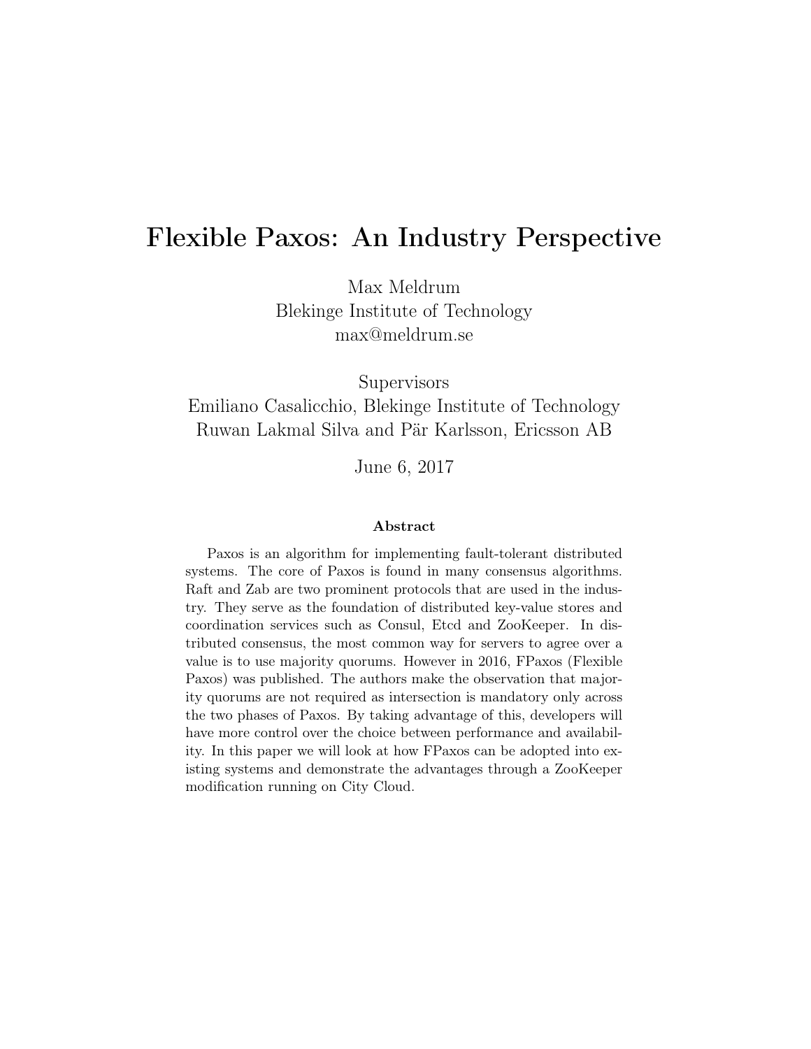# Flexible Paxos: An Industry Perspective

Max Meldrum
Blekinge Institute of Technology
max@meldrum.se

Supervisors
Emiliano Casalicchio, Blekinge Institute of Technology
Ruwan Lakmal Silva and Pär Karlsson, Ericsson AB

June 6, 2017

### Abstract

Paxos is an algorithm for implementing fault-tolerant distributed systems. The core of Paxos is found in many consensus algorithms. Raft and Zab are two prominent protocols that are used in the industry. They serve as the foundation of distributed key-value stores and coordination services such as Consul, Etcd and ZooKeeper. In distributed consensus, the most common way for servers to agree over a value is to use majority quorums. However in 2016, FPaxos (Flexible Paxos) was published. The authors make the observation that majority quorums are not required as intersection is mandatory only across the two phases of Paxos. By taking advantage of this, developers will have more control over the choice between performance and availability. In this paper we will look at how FPaxos can be adopted into existing systems and demonstrate the advantages through a ZooKeeper modification running on City Cloud.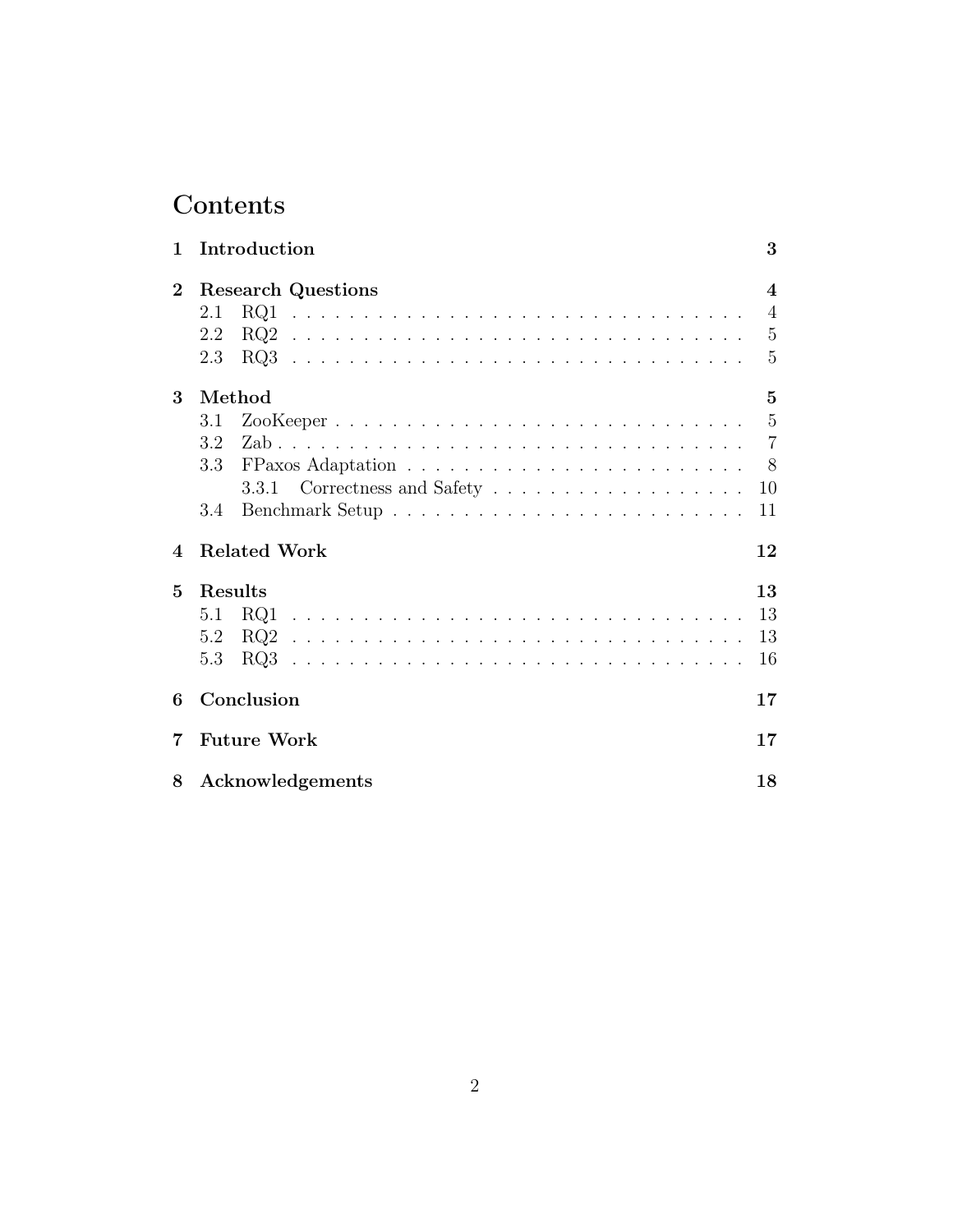# Contents

**1 Introduction** **3**

**2 Research Questions** **4**
- 2.1 RQ1 . . . . . . . . . . 4
- 2.2 RQ2 . . . . . . . . . . 5
- 2.3 RQ3 . . . . . . . . . . 5

**3 Method** **5**
- 3.1 ZooKeeper . . . . . . . . . . 5
- 3.2 Zab . . . . . . . . . . 7
- 3.3 FPaxos Adaptation . . . . . . . . . . 8
  - 3.3.1 Correctness and Safety . . . . . . . . . . 10
- 3.4 Benchmark Setup . . . . . . . . . . 11

**4 Related Work** **12**

**5 Results** **13**
- 5.1 RQ1 . . . . . . . . . . 13
- 5.2 RQ2 . . . . . . . . . . 13
- 5.3 RQ3 . . . . . . . . . . 16

**6 Conclusion** **17**

**7 Future Work** **17**

**8 Acknowledgements** **18**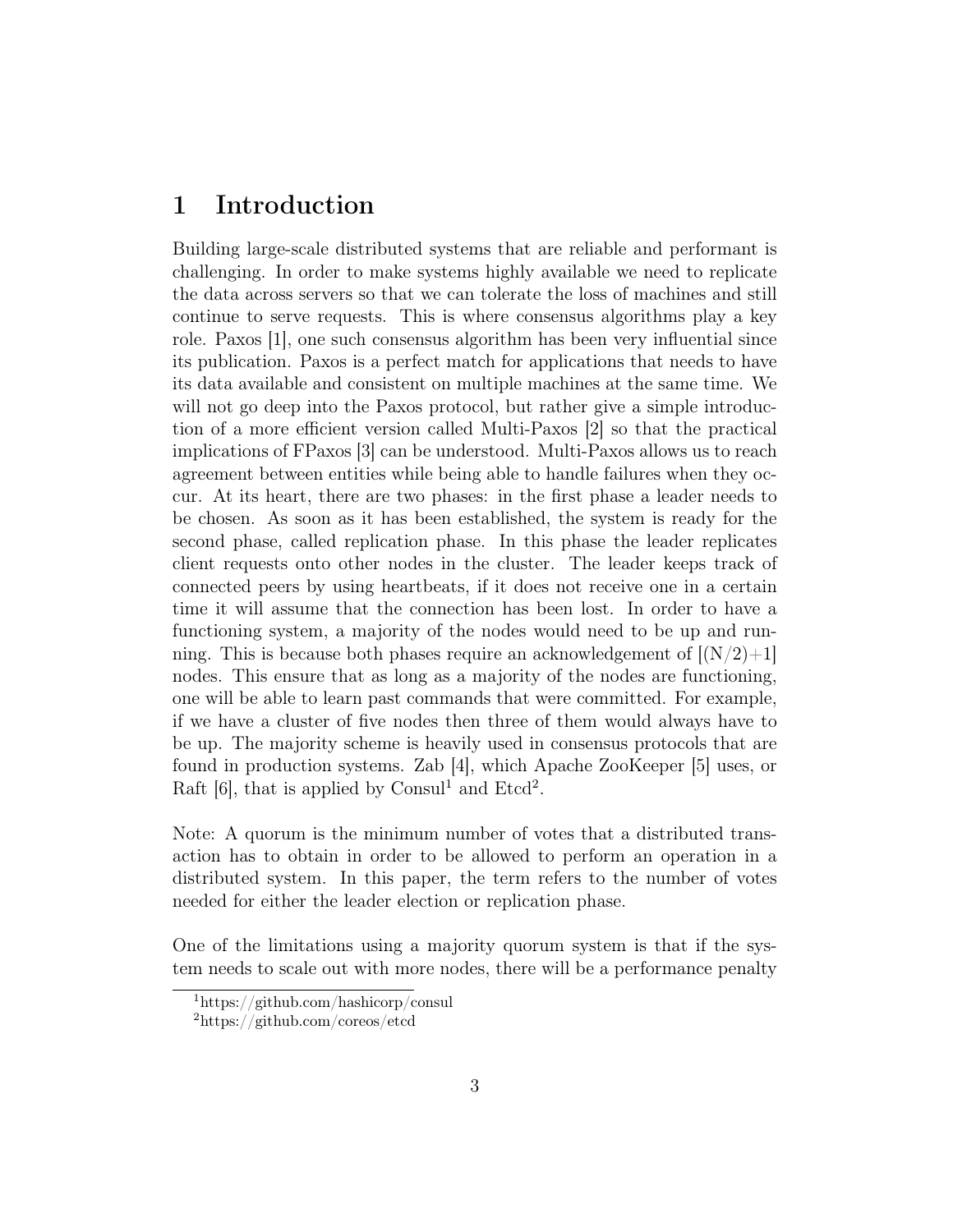# 1 Introduction

Building large-scale distributed systems that are reliable and performant is challenging. In order to make systems highly available we need to replicate the data across servers so that we can tolerate the loss of machines and still continue to serve requests. This is where consensus algorithms play a key role. Paxos [1], one such consensus algorithm has been very influential since its publication. Paxos is a perfect match for applications that needs to have its data available and consistent on multiple machines at the same time. We will not go deep into the Paxos protocol, but rather give a simple introduction of a more efficient version called Multi-Paxos [2] so that the practical implications of FPaxos [3] can be understood. Multi-Paxos allows us to reach agreement between entities while being able to handle failures when they occur. At its heart, there are two phases: in the first phase a leader needs to be chosen. As soon as it has been established, the system is ready for the second phase, called replication phase. In this phase the leader replicates client requests onto other nodes in the cluster. The leader keeps track of connected peers by using heartbeats, if it does not receive one in a certain time it will assume that the connection has been lost. In order to have a functioning system, a majority of the nodes would need to be up and running. This is because both phases require an acknowledgement of $[(N/2)+1]$ nodes. This ensure that as long as a majority of the nodes are functioning, one will be able to learn past commands that were committed. For example, if we have a cluster of five nodes then three of them would always have to be up. The majority scheme is heavily used in consensus protocols that are found in production systems. Zab [4], which Apache ZooKeeper [5] uses, or Raft [6], that is applied by Consul[1] and Etcd[2].

Note: A quorum is the minimum number of votes that a distributed transaction has to obtain in order to be allowed to perform an operation in a distributed system. In this paper, the term refers to the number of votes needed for either the leader election or replication phase.

One of the limitations using a majority quorum system is that if the system needs to scale out with more nodes, there will be a performance penalty

[1] https://github.com/hashicorp/consul

[2] https://github.com/coreos/etcd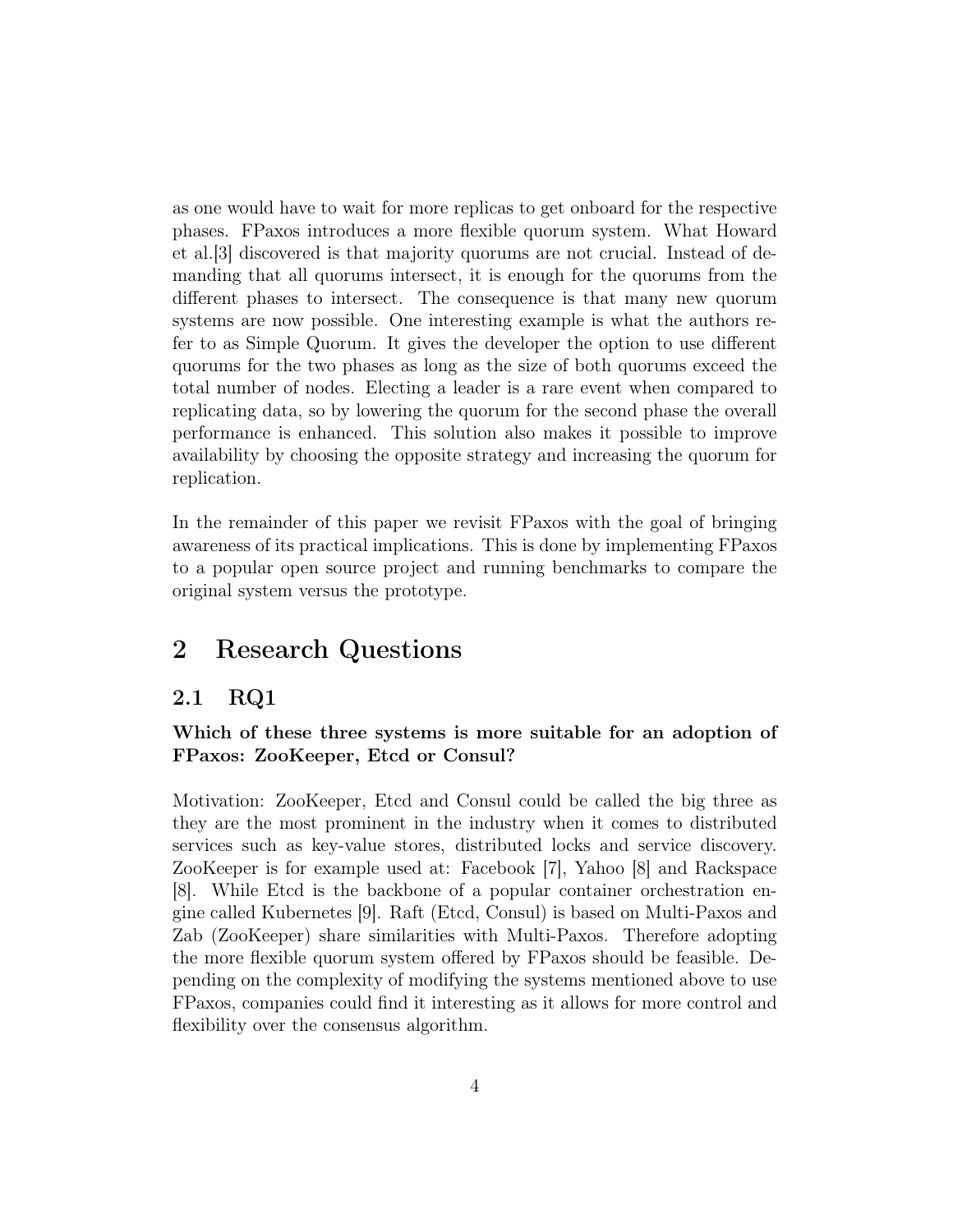as one would have to wait for more replicas to get onboard for the respective phases. FPaxos introduces a more flexible quorum system. What Howard et al.[3] discovered is that majority quorums are not crucial. Instead of demanding that all quorums intersect, it is enough for the quorums from the different phases to intersect. The consequence is that many new quorum systems are now possible. One interesting example is what the authors refer to as Simple Quorum. It gives the developer the option to use different quorums for the two phases as long as the size of both quorums exceed the total number of nodes. Electing a leader is a rare event when compared to replicating data, so by lowering the quorum for the second phase the overall performance is enhanced. This solution also makes it possible to improve availability by choosing the opposite strategy and increasing the quorum for replication.

In the remainder of this paper we revisit FPaxos with the goal of bringing awareness of its practical implications. This is done by implementing FPaxos to a popular open source project and running benchmarks to compare the original system versus the prototype.

## 2 Research Questions

### 2.1 RQ1

**Which of these three systems is more suitable for an adoption of FPaxos: ZooKeeper, Etcd or Consul?**

Motivation: ZooKeeper, Etcd and Consul could be called the big three as they are the most prominent in the industry when it comes to distributed services such as key-value stores, distributed locks and service discovery. ZooKeeper is for example used at: Facebook [7], Yahoo [8] and Rackspace [8]. While Etcd is the backbone of a popular container orchestration engine called Kubernetes [9]. Raft (Etcd, Consul) is based on Multi-Paxos and Zab (ZooKeeper) share similarities with Multi-Paxos. Therefore adopting the more flexible quorum system offered by FPaxos should be feasible. Depending on the complexity of modifying the systems mentioned above to use FPaxos, companies could find it interesting as it allows for more control and flexibility over the consensus algorithm.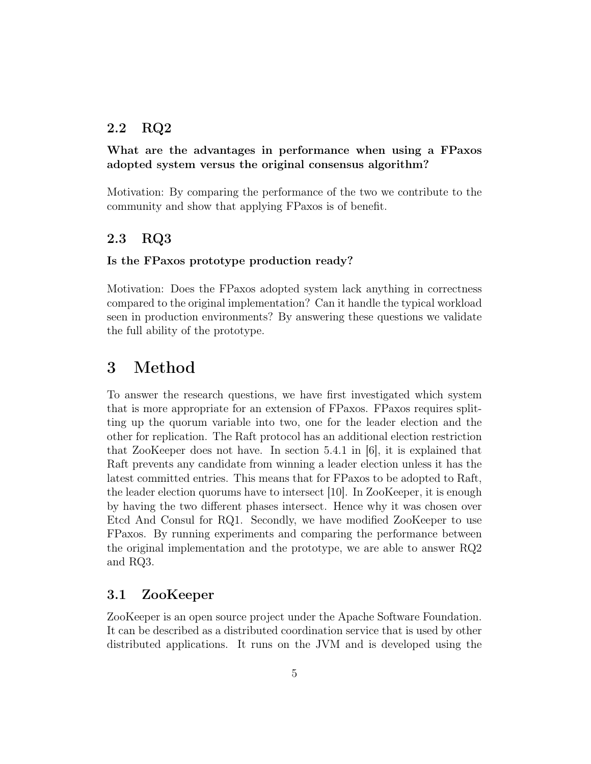## 2.2 RQ2

**What are the advantages in performance when using a FPaxos adopted system versus the original consensus algorithm?**

Motivation: By comparing the performance of the two we contribute to the community and show that applying FPaxos is of benefit.

## 2.3 RQ3

**Is the FPaxos prototype production ready?**

Motivation: Does the FPaxos adopted system lack anything in correctness compared to the original implementation? Can it handle the typical workload seen in production environments? By answering these questions we validate the full ability of the prototype.

# 3 Method

To answer the research questions, we have first investigated which system that is more appropriate for an extension of FPaxos. FPaxos requires splitting up the quorum variable into two, one for the leader election and the other for replication. The Raft protocol has an additional election restriction that ZooKeeper does not have. In section 5.4.1 in [6], it is explained that Raft prevents any candidate from winning a leader election unless it has the latest committed entries. This means that for FPaxos to be adopted to Raft, the leader election quorums have to intersect [10]. In ZooKeeper, it is enough by having the two different phases intersect. Hence why it was chosen over Etcd And Consul for RQ1. Secondly, we have modified ZooKeeper to use FPaxos. By running experiments and comparing the performance between the original implementation and the prototype, we are able to answer RQ2 and RQ3.

## 3.1 ZooKeeper

ZooKeeper is an open source project under the Apache Software Foundation. It can be described as a distributed coordination service that is used by other distributed applications. It runs on the JVM and is developed using the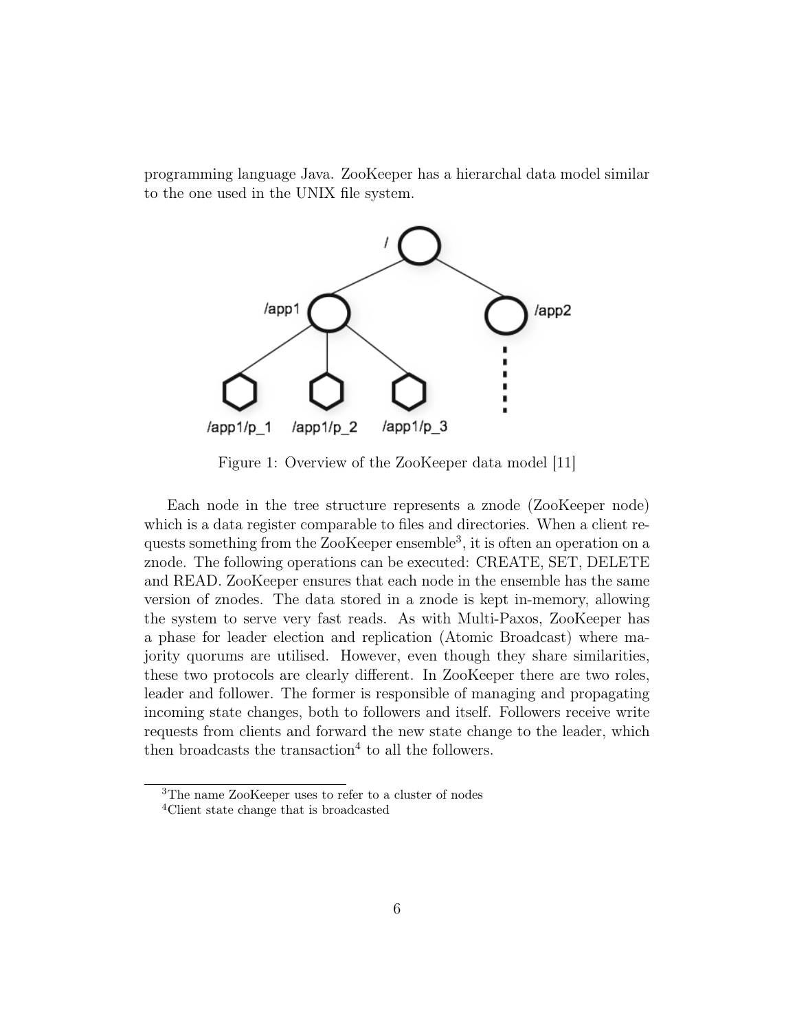programming language Java. ZooKeeper has a hierarchal data model similar to the one used in the UNIX file system.

Figure 1: Overview of the ZooKeeper data model [11]

Each node in the tree structure represents a znode (ZooKeeper node) which is a data register comparable to files and directories. When a client requests something from the ZooKeeper ensemble[3], it is often an operation on a znode. The following operations can be executed: CREATE, SET, DELETE and READ. ZooKeeper ensures that each node in the ensemble has the same version of znodes. The data stored in a znode is kept in-memory, allowing the system to serve very fast reads. As with Multi-Paxos, ZooKeeper has a phase for leader election and replication (Atomic Broadcast) where majority quorums are utilised. However, even though they share similarities, these two protocols are clearly different. In ZooKeeper there are two roles, leader and follower. The former is responsible of managing and propagating incoming state changes, both to followers and itself. Followers receive write requests from clients and forward the new state change to the leader, which then broadcasts the transaction[4] to all the followers.

[3]The name ZooKeeper uses to refer to a cluster of nodes

[4]Client state change that is broadcasted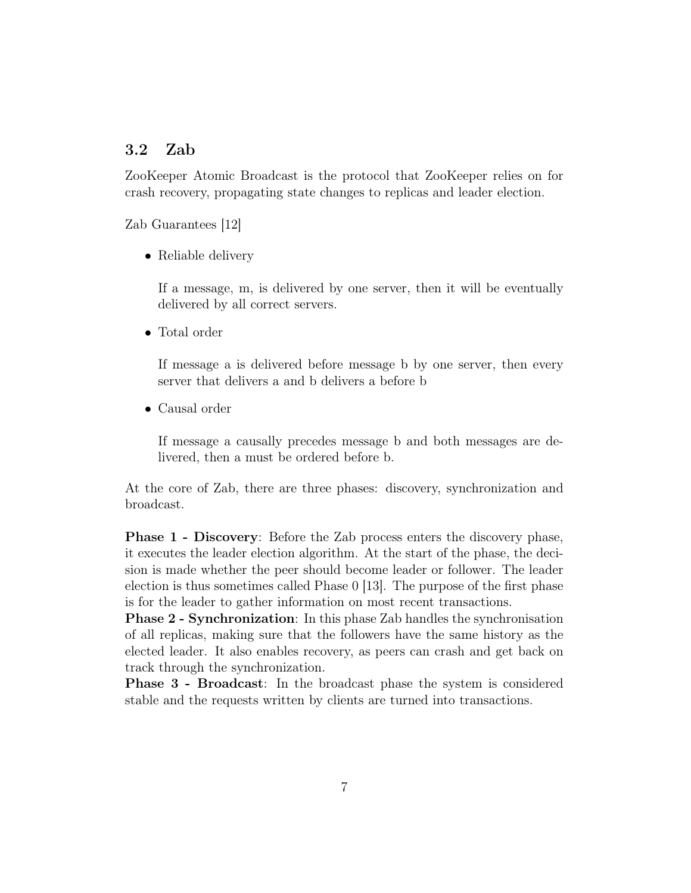## 3.2 Zab

ZooKeeper Atomic Broadcast is the protocol that ZooKeeper relies on for crash recovery, propagating state changes to replicas and leader election.

Zab Guarantees [12]

- Reliable delivery

  If a message, m, is delivered by one server, then it will be eventually delivered by all correct servers.

- Total order

  If message a is delivered before message b by one server, then every server that delivers a and b delivers a before b

- Causal order

  If message a causally precedes message b and both messages are delivered, then a must be ordered before b.

At the core of Zab, there are three phases: discovery, synchronization and broadcast.

**Phase 1 - Discovery**: Before the Zab process enters the discovery phase, it executes the leader election algorithm. At the start of the phase, the decision is made whether the peer should become leader or follower. The leader election is thus sometimes called Phase 0 [13]. The purpose of the first phase is for the leader to gather information on most recent transactions.
**Phase 2 - Synchronization**: In this phase Zab handles the synchronisation of all replicas, making sure that the followers have the same history as the elected leader. It also enables recovery, as peers can crash and get back on track through the synchronization.
**Phase 3 - Broadcast**: In the broadcast phase the system is considered stable and the requests written by clients are turned into transactions.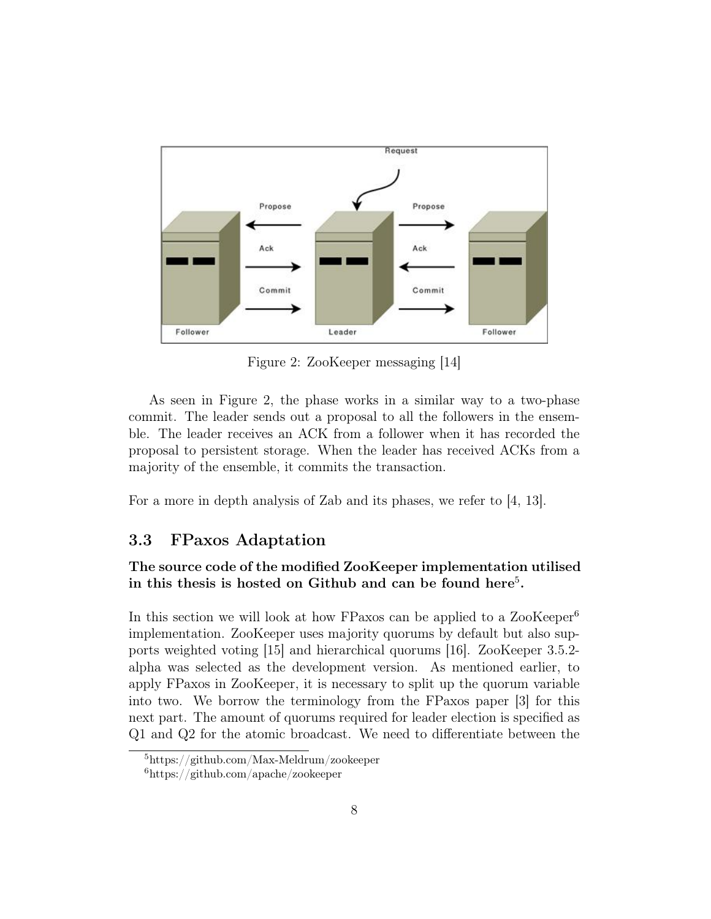Figure 2: ZooKeeper messaging [14]

As seen in Figure 2, the phase works in a similar way to a two-phase commit. The leader sends out a proposal to all the followers in the ensemble. The leader receives an ACK from a follower when it has recorded the proposal to persistent storage. When the leader has received ACKs from a majority of the ensemble, it commits the transaction.

For a more in depth analysis of Zab and its phases, we refer to [4, 13].

### 3.3 FPaxos Adaptation

**The source code of the modified ZooKeeper implementation utilised in this thesis is hosted on Github and can be found here[5].**

In this section we will look at how FPaxos can be applied to a ZooKeeper[6] implementation. ZooKeeper uses majority quorums by default but also supports weighted voting [15] and hierarchical quorums [16]. ZooKeeper 3.5.2-alpha was selected as the development version. As mentioned earlier, to apply FPaxos in ZooKeeper, it is necessary to split up the quorum variable into two. We borrow the terminology from the FPaxos paper [3] for this next part. The amount of quorums required for leader election is specified as Q1 and Q2 for the atomic broadcast. We need to differentiate between the

[5] https://github.com/Max-Meldrum/zookeeper

[6] https://github.com/apache/zookeeper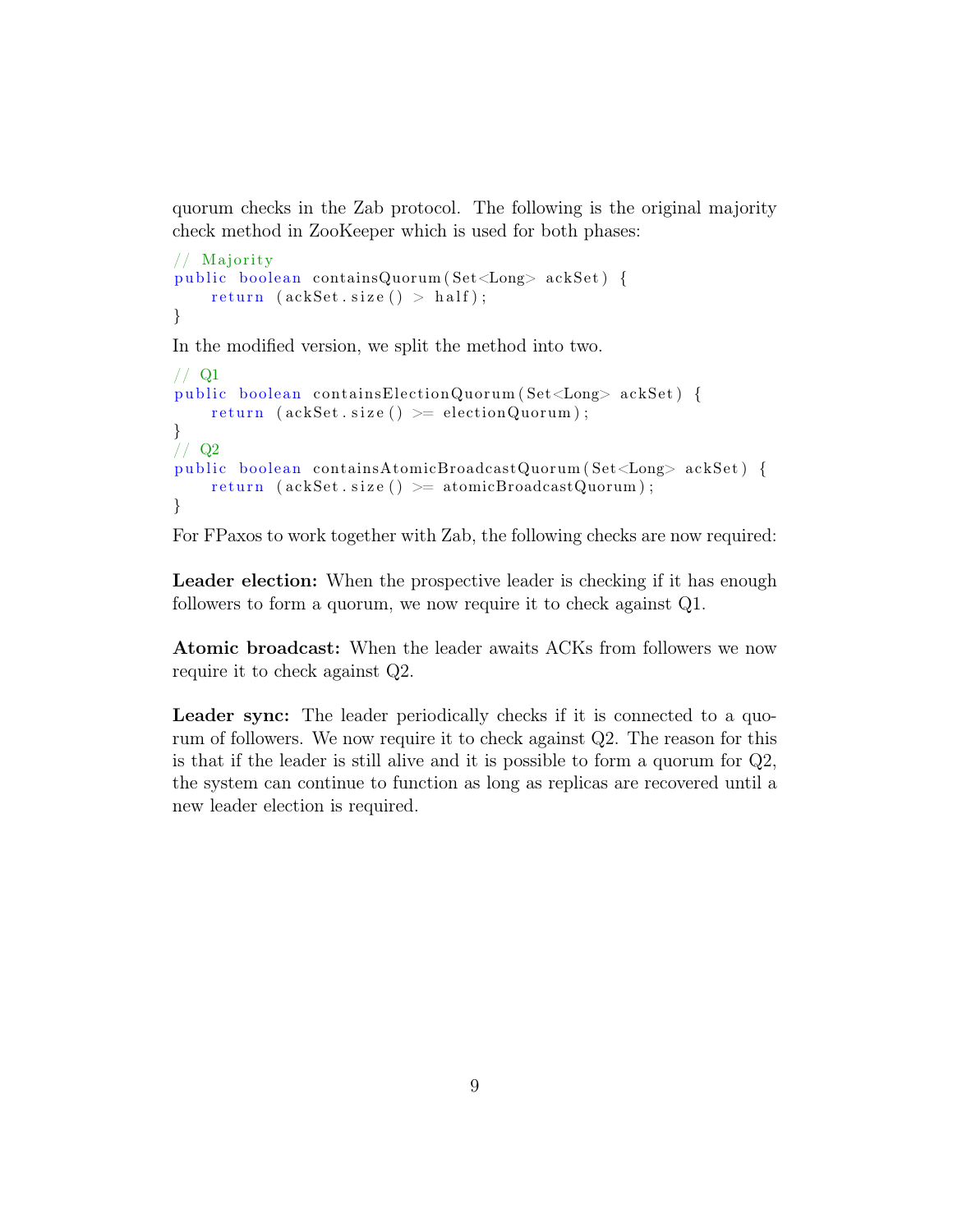quorum checks in the Zab protocol. The following is the original majority check method in ZooKeeper which is used for both phases:

```
// Majority
public boolean containsQuorum(Set<Long> ackSet) {
    return (ackSet.size() > half);
}
```

In the modified version, we split the method into two.

```
// Q1
public boolean containsElectionQuorum(Set<Long> ackSet) {
    return (ackSet.size() >= electionQuorum);
}
// Q2
public boolean containsAtomicBroadcastQuorum(Set<Long> ackSet) {
    return (ackSet.size() >= atomicBroadcastQuorum);
}
```

For FPaxos to work together with Zab, the following checks are now required:

**Leader election:** When the prospective leader is checking if it has enough followers to form a quorum, we now require it to check against Q1.

**Atomic broadcast:** When the leader awaits ACKs from followers we now require it to check against Q2.

**Leader sync:** The leader periodically checks if it is connected to a quorum of followers. We now require it to check against Q2. The reason for this is that if the leader is still alive and it is possible to form a quorum for Q2, the system can continue to function as long as replicas are recovered until a new leader election is required.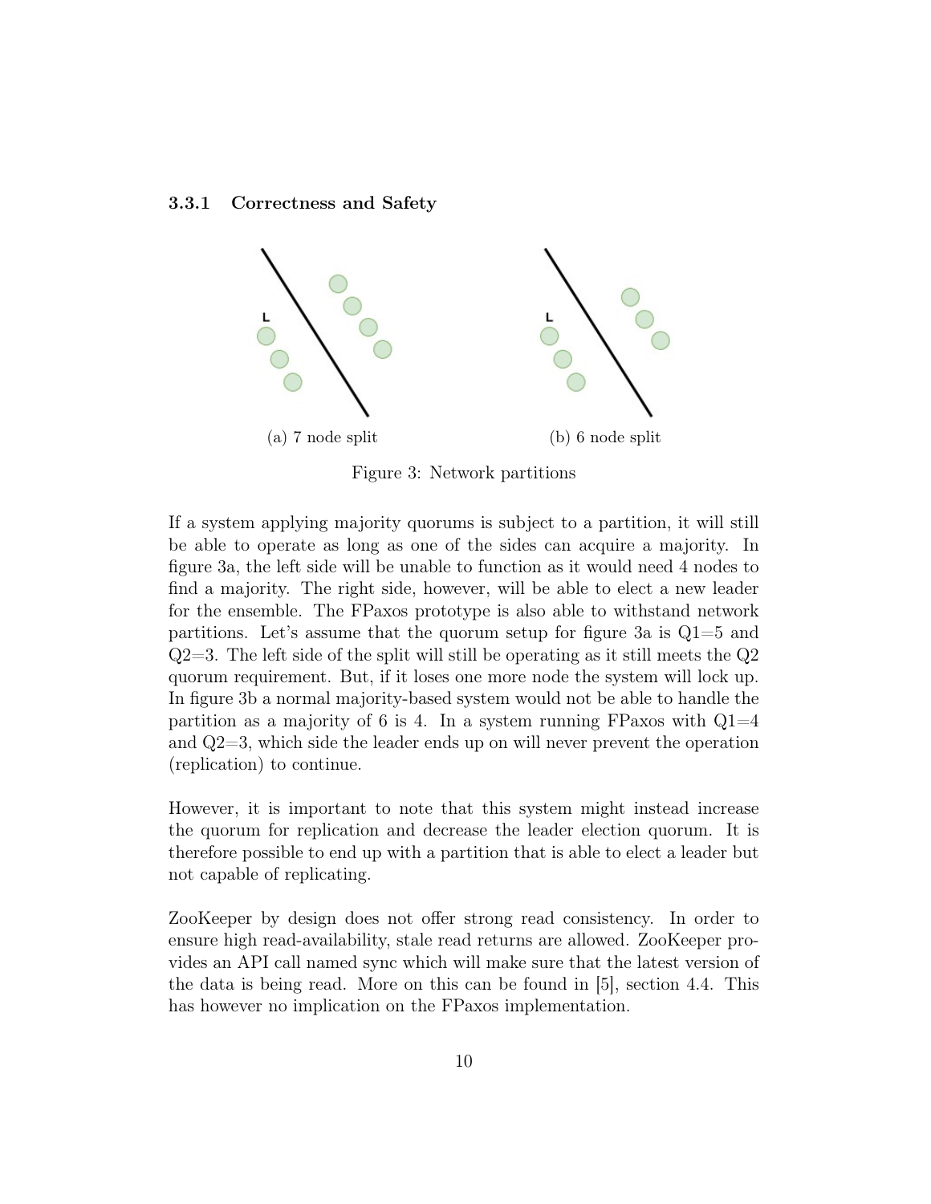### 3.3.1 Correctness and Safety

(a) 7 node split

(b) 6 node split

Figure 3: Network partitions

If a system applying majority quorums is subject to a partition, it will still be able to operate as long as one of the sides can acquire a majority. In figure 3a, the left side will be unable to function as it would need 4 nodes to find a majority. The right side, however, will be able to elect a new leader for the ensemble. The FPaxos prototype is also able to withstand network partitions. Let's assume that the quorum setup for figure 3a is Q1=5 and Q2=3. The left side of the split will still be operating as it still meets the Q2 quorum requirement. But, if it loses one more node the system will lock up. In figure 3b a normal majority-based system would not be able to handle the partition as a majority of 6 is 4. In a system running FPaxos with Q1=4 and Q2=3, which side the leader ends up on will never prevent the operation (replication) to continue.

However, it is important to note that this system might instead increase the quorum for replication and decrease the leader election quorum. It is therefore possible to end up with a partition that is able to elect a leader but not capable of replicating.

ZooKeeper by design does not offer strong read consistency. In order to ensure high read-availability, stale read returns are allowed. ZooKeeper provides an API call named sync which will make sure that the latest version of the data is being read. More on this can be found in [5], section 4.4. This has however no implication on the FPaxos implementation.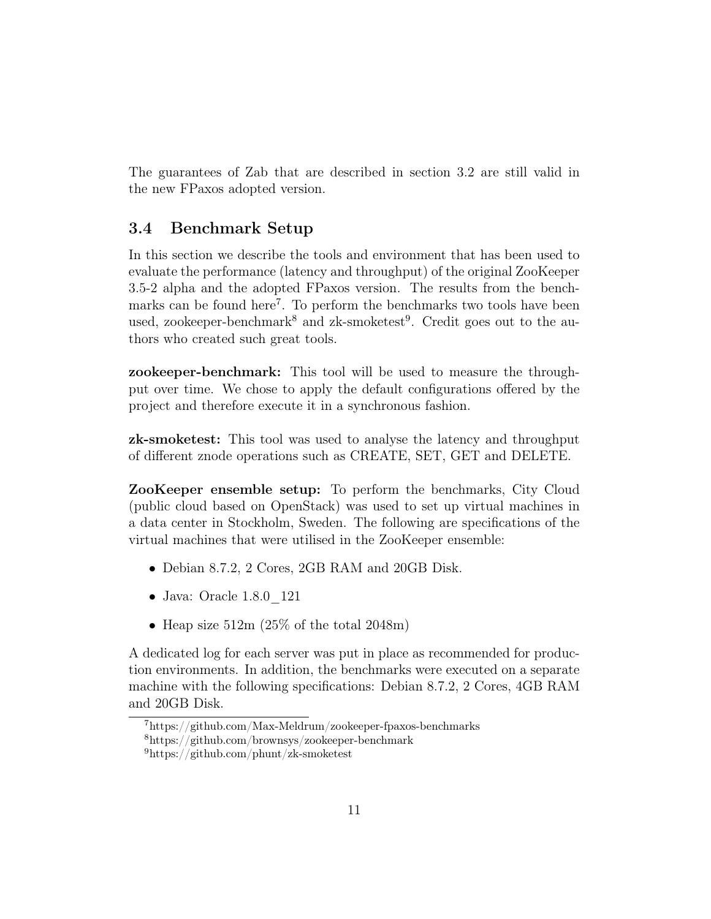The guarantees of Zab that are described in section 3.2 are still valid in the new FPaxos adopted version.

### 3.4 Benchmark Setup

In this section we describe the tools and environment that has been used to evaluate the performance (latency and throughput) of the original ZooKeeper 3.5-2 alpha and the adopted FPaxos version. The results from the benchmarks can be found here[7]. To perform the benchmarks two tools have been used, zookeeper-benchmark[8] and zk-smoketest[9]. Credit goes out to the authors who created such great tools.

**zookeeper-benchmark:** This tool will be used to measure the throughput over time. We chose to apply the default configurations offered by the project and therefore execute it in a synchronous fashion.

**zk-smoketest:** This tool was used to analyse the latency and throughput of different znode operations such as CREATE, SET, GET and DELETE.

**ZooKeeper ensemble setup:** To perform the benchmarks, City Cloud (public cloud based on OpenStack) was used to set up virtual machines in a data center in Stockholm, Sweden. The following are specifications of the virtual machines that were utilised in the ZooKeeper ensemble:

- Debian 8.7.2, 2 Cores, 2GB RAM and 20GB Disk.
- Java: Oracle 1.8.0_121
- Heap size 512m (25% of the total 2048m)

A dedicated log for each server was put in place as recommended for production environments. In addition, the benchmarks were executed on a separate machine with the following specifications: Debian 8.7.2, 2 Cores, 4GB RAM and 20GB Disk.

[7] https://github.com/Max-Meldrum/zookeeper-fpaxos-benchmarks
[8] https://github.com/brownsys/zookeeper-benchmark
[9] https://github.com/phunt/zk-smoketest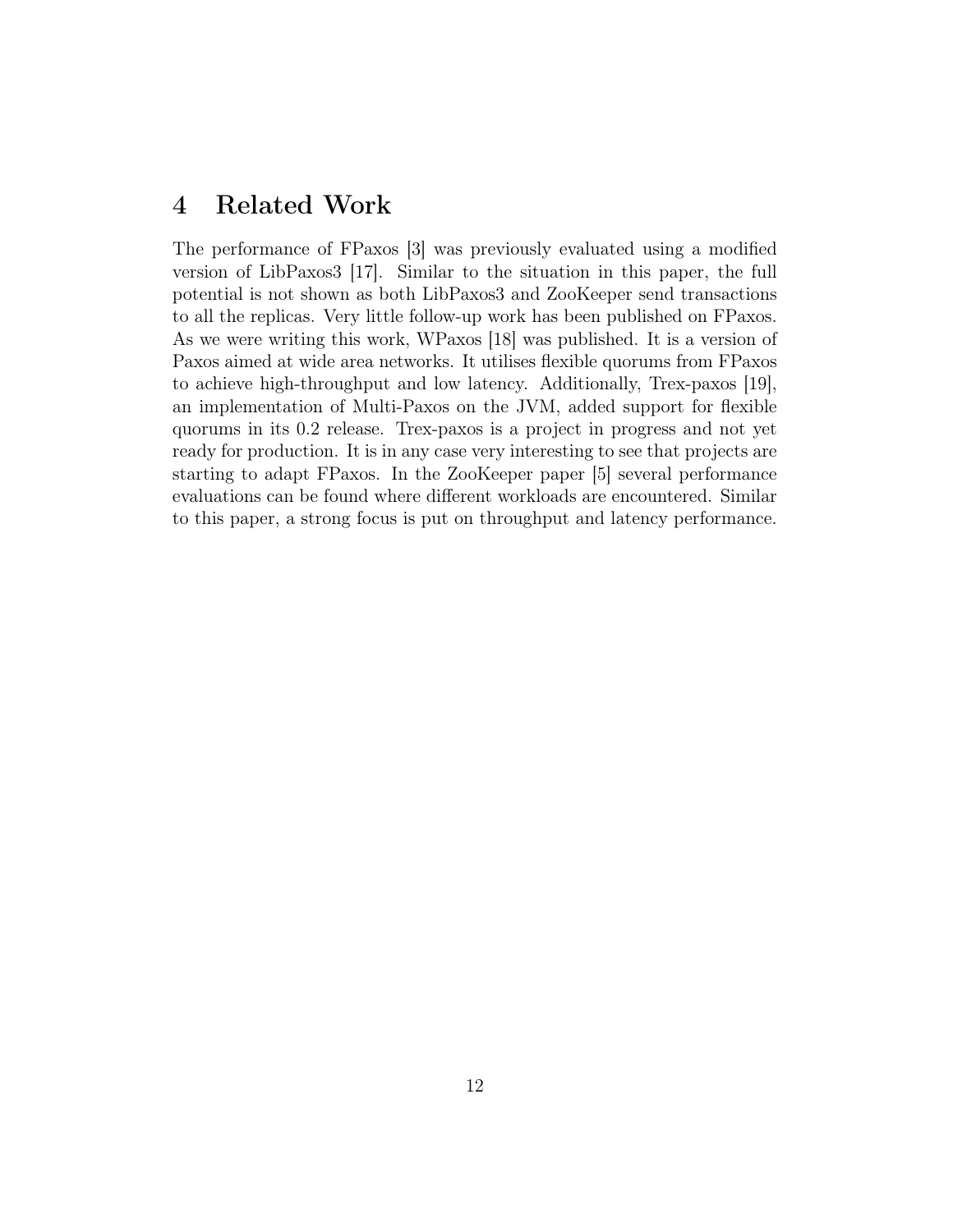# 4 Related Work

The performance of FPaxos [3] was previously evaluated using a modified version of LibPaxos3 [17]. Similar to the situation in this paper, the full potential is not shown as both LibPaxos3 and ZooKeeper send transactions to all the replicas. Very little follow-up work has been published on FPaxos. As we were writing this work, WPaxos [18] was published. It is a version of Paxos aimed at wide area networks. It utilises flexible quorums from FPaxos to achieve high-throughput and low latency. Additionally, Trex-paxos [19], an implementation of Multi-Paxos on the JVM, added support for flexible quorums in its 0.2 release. Trex-paxos is a project in progress and not yet ready for production. It is in any case very interesting to see that projects are starting to adapt FPaxos. In the ZooKeeper paper [5] several performance evaluations can be found where different workloads are encountered. Similar to this paper, a strong focus is put on throughput and latency performance.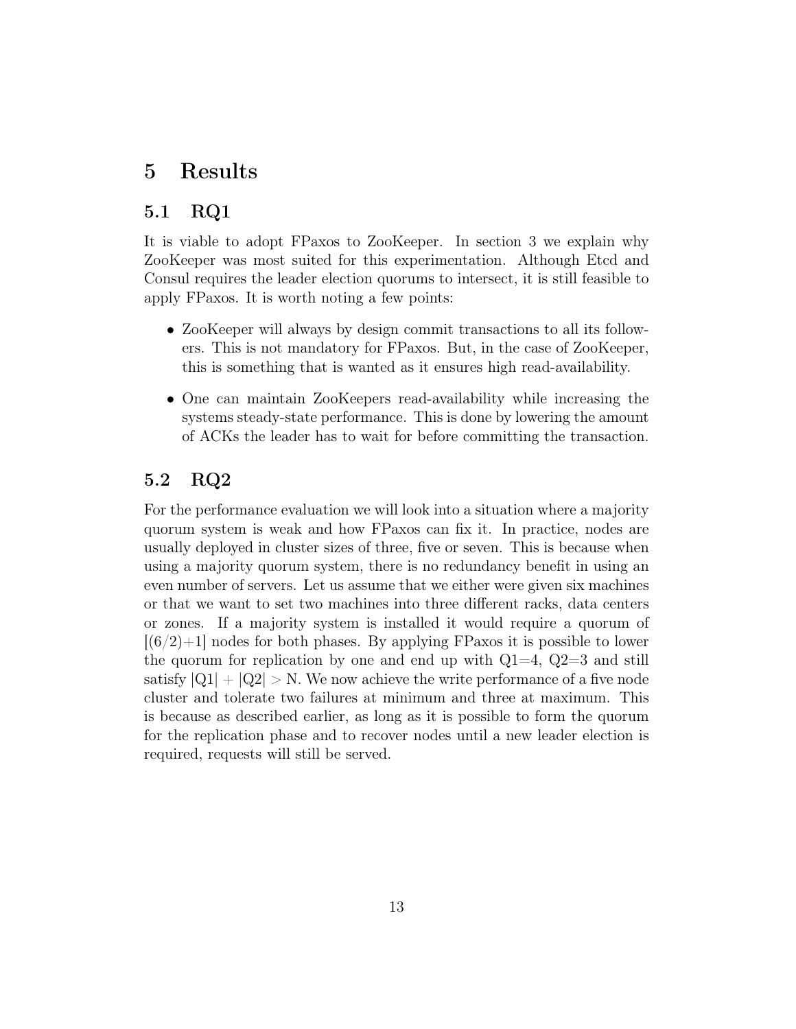# 5 Results

## 5.1 RQ1

It is viable to adopt FPaxos to ZooKeeper. In section 3 we explain why ZooKeeper was most suited for this experimentation. Although Etcd and Consul requires the leader election quorums to intersect, it is still feasible to apply FPaxos. It is worth noting a few points:

- ZooKeeper will always by design commit transactions to all its followers. This is not mandatory for FPaxos. But, in the case of ZooKeeper, this is something that is wanted as it ensures high read-availability.
- One can maintain ZooKeepers read-availability while increasing the systems steady-state performance. This is done by lowering the amount of ACKs the leader has to wait for before committing the transaction.

## 5.2 RQ2

For the performance evaluation we will look into a situation where a majority quorum system is weak and how FPaxos can fix it. In practice, nodes are usually deployed in cluster sizes of three, five or seven. This is because when using a majority quorum system, there is no redundancy benefit in using an even number of servers. Let us assume that we either were given six machines or that we want to set two machines into three different racks, data centers or zones. If a majority system is installed it would require a quorum of $[(6/2)+1]$ nodes for both phases. By applying FPaxos it is possible to lower the quorum for replication by one and end up with $Q1=4$, $Q2=3$ and still satisfy $|Q1| + |Q2| > N$. We now achieve the write performance of a five node cluster and tolerate two failures at minimum and three at maximum. This is because as described earlier, as long as it is possible to form the quorum for the replication phase and to recover nodes until a new leader election is required, requests will still be served.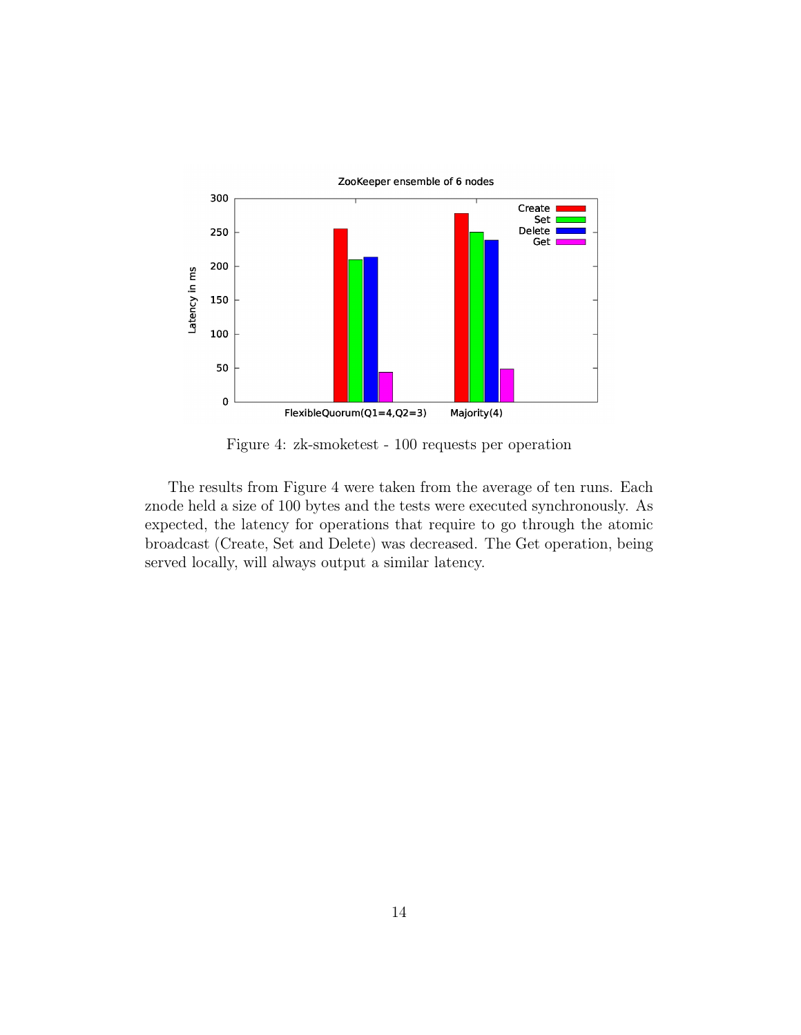Figure 4: zk-smoketest - 100 requests per operation

The results from Figure 4 were taken from the average of ten runs. Each znode held a size of 100 bytes and the tests were executed synchronously. As expected, the latency for operations that require to go through the atomic broadcast (Create, Set and Delete) was decreased. The Get operation, being served locally, will always output a similar latency.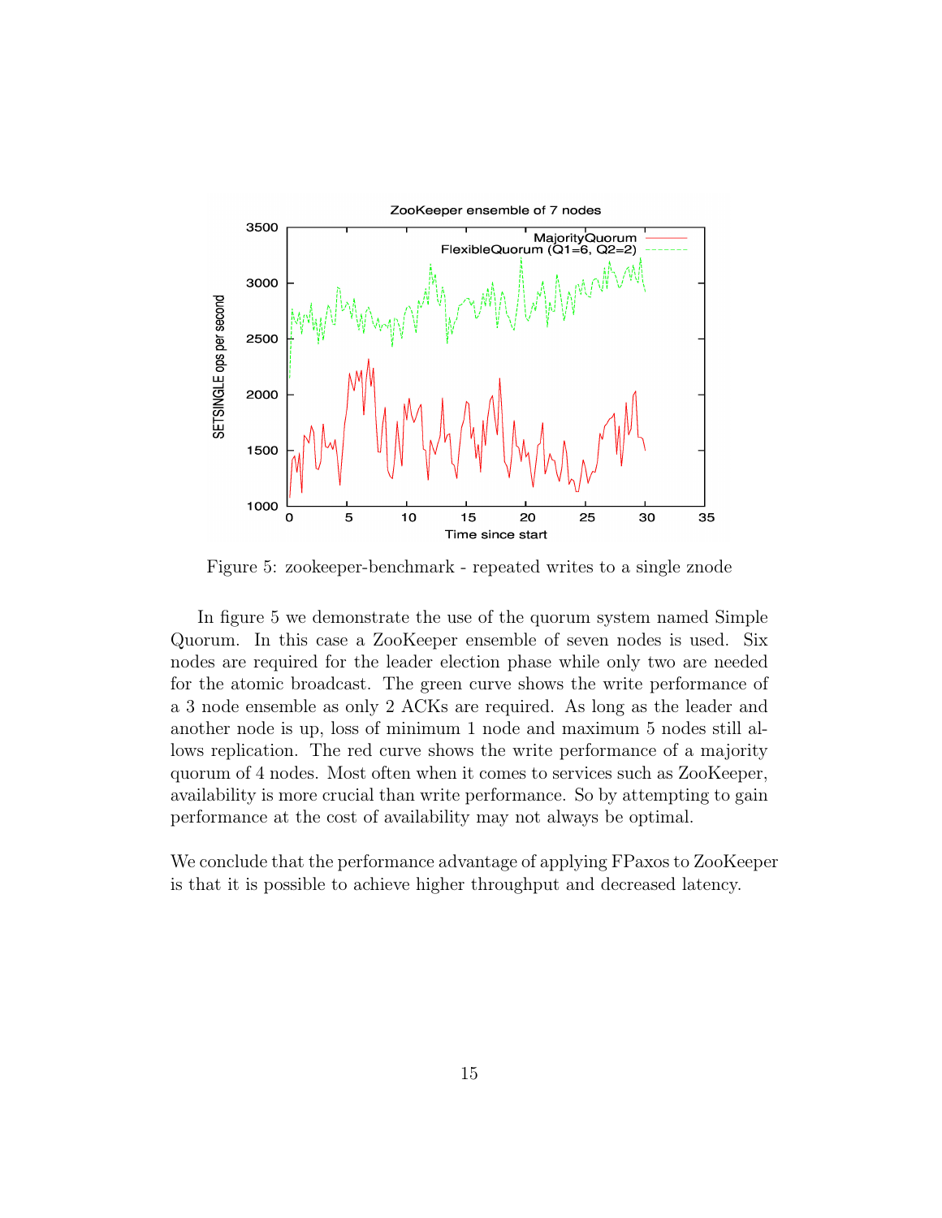Figure 5: zookeeper-benchmark - repeated writes to a single znode

In figure 5 we demonstrate the use of the quorum system named Simple Quorum. In this case a ZooKeeper ensemble of seven nodes is used. Six nodes are required for the leader election phase while only two are needed for the atomic broadcast. The green curve shows the write performance of a 3 node ensemble as only 2 ACKs are required. As long as the leader and another node is up, loss of minimum 1 node and maximum 5 nodes still allows replication. The red curve shows the write performance of a majority quorum of 4 nodes. Most often when it comes to services such as ZooKeeper, availability is more crucial than write performance. So by attempting to gain performance at the cost of availability may not always be optimal.

We conclude that the performance advantage of applying FPaxos to ZooKeeper is that it is possible to achieve higher throughput and decreased latency.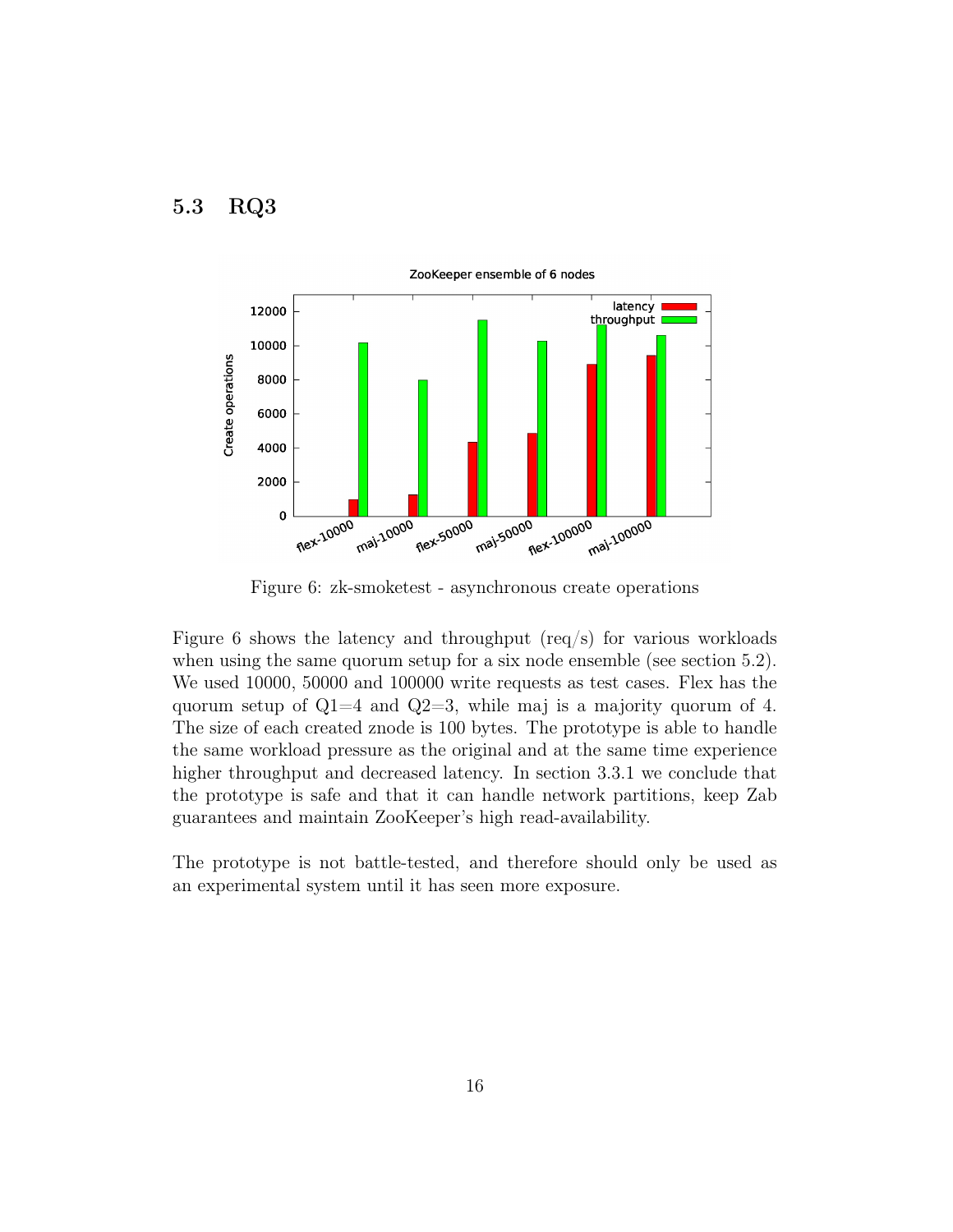## 5.3 RQ3

Figure 6: zk-smoketest - asynchronous create operations

Figure 6 shows the latency and throughput (req/s) for various workloads when using the same quorum setup for a six node ensemble (see section 5.2). We used 10000, 50000 and 100000 write requests as test cases. Flex has the quorum setup of Q1=4 and Q2=3, while maj is a majority quorum of 4. The size of each created znode is 100 bytes. The prototype is able to handle the same workload pressure as the original and at the same time experience higher throughput and decreased latency. In section 3.3.1 we conclude that the prototype is safe and that it can handle network partitions, keep Zab guarantees and maintain ZooKeeper's high read-availability.

The prototype is not battle-tested, and therefore should only be used as an experimental system until it has seen more exposure.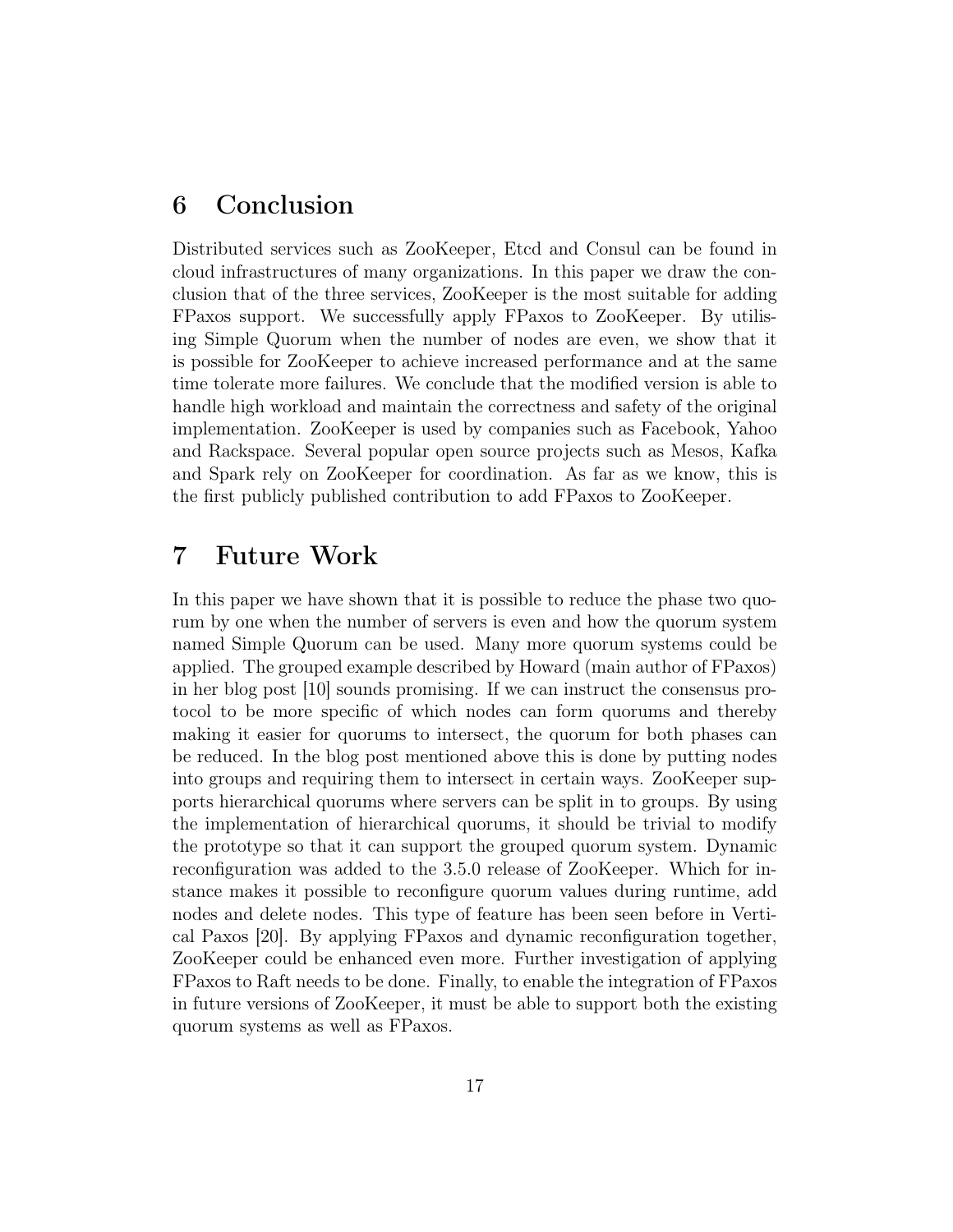# 6 Conclusion

Distributed services such as ZooKeeper, Etcd and Consul can be found in cloud infrastructures of many organizations. In this paper we draw the conclusion that of the three services, ZooKeeper is the most suitable for adding FPaxos support. We successfully apply FPaxos to ZooKeeper. By utilising Simple Quorum when the number of nodes are even, we show that it is possible for ZooKeeper to achieve increased performance and at the same time tolerate more failures. We conclude that the modified version is able to handle high workload and maintain the correctness and safety of the original implementation. ZooKeeper is used by companies such as Facebook, Yahoo and Rackspace. Several popular open source projects such as Mesos, Kafka and Spark rely on ZooKeeper for coordination. As far as we know, this is the first publicly published contribution to add FPaxos to ZooKeeper.

# 7 Future Work

In this paper we have shown that it is possible to reduce the phase two quorum by one when the number of servers is even and how the quorum system named Simple Quorum can be used. Many more quorum systems could be applied. The grouped example described by Howard (main author of FPaxos) in her blog post [10] sounds promising. If we can instruct the consensus protocol to be more specific of which nodes can form quorums and thereby making it easier for quorums to intersect, the quorum for both phases can be reduced. In the blog post mentioned above this is done by putting nodes into groups and requiring them to intersect in certain ways. ZooKeeper supports hierarchical quorums where servers can be split in to groups. By using the implementation of hierarchical quorums, it should be trivial to modify the prototype so that it can support the grouped quorum system. Dynamic reconfiguration was added to the 3.5.0 release of ZooKeeper. Which for instance makes it possible to reconfigure quorum values during runtime, add nodes and delete nodes. This type of feature has been seen before in Vertical Paxos [20]. By applying FPaxos and dynamic reconfiguration together, ZooKeeper could be enhanced even more. Further investigation of applying FPaxos to Raft needs to be done. Finally, to enable the integration of FPaxos in future versions of ZooKeeper, it must be able to support both the existing quorum systems as well as FPaxos.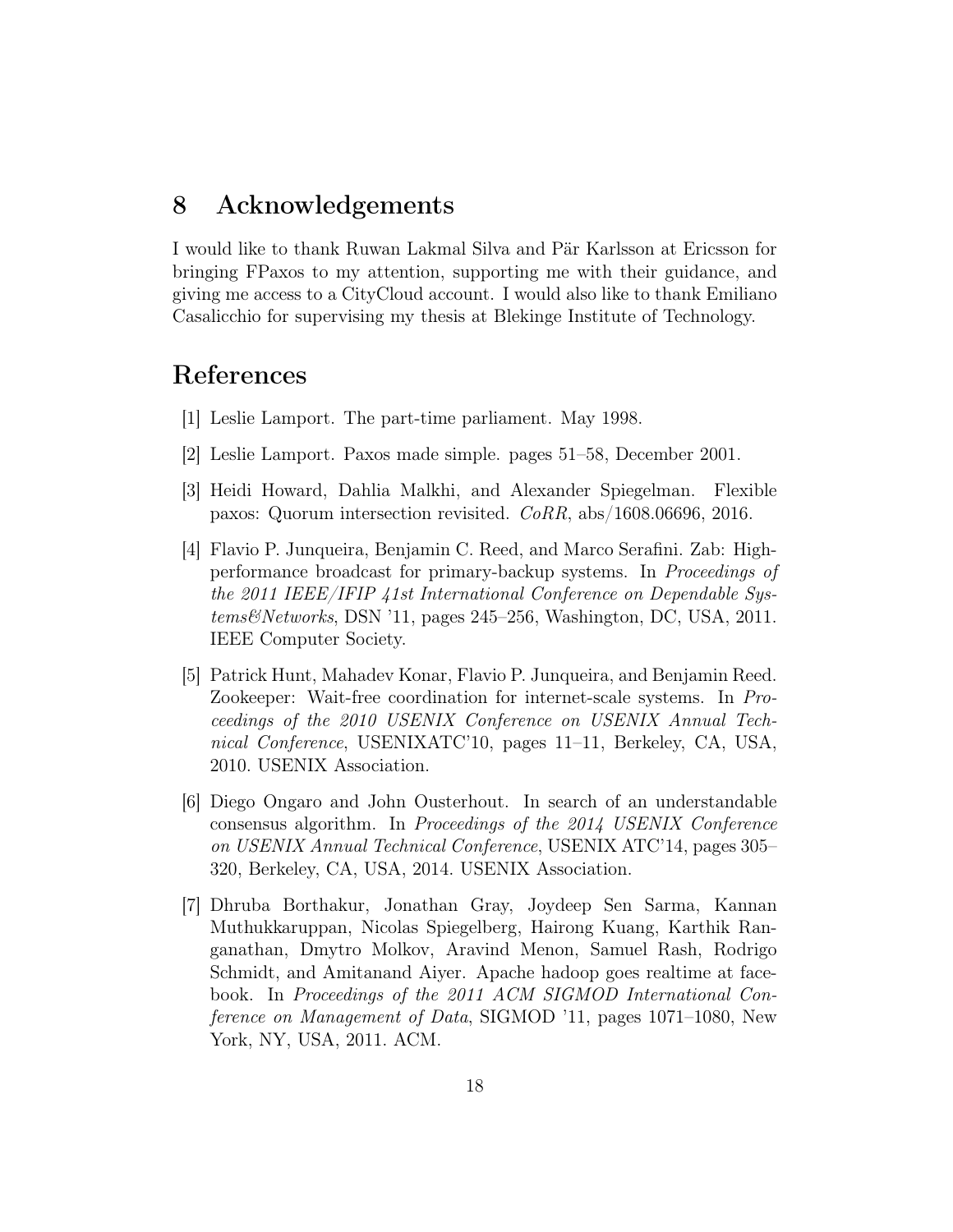# 8 Acknowledgements

I would like to thank Ruwan Lakmal Silva and Pär Karlsson at Ericsson for bringing FPaxos to my attention, supporting me with their guidance, and giving me access to a CityCloud account. I would also like to thank Emiliano Casalicchio for supervising my thesis at Blekinge Institute of Technology.

# References

[1] Leslie Lamport. The part-time parliament. May 1998.

[2] Leslie Lamport. Paxos made simple. pages 51–58, December 2001.

[3] Heidi Howard, Dahlia Malkhi, and Alexander Spiegelman. Flexible paxos: Quorum intersection revisited. *CoRR*, abs/1608.06696, 2016.

[4] Flavio P. Junqueira, Benjamin C. Reed, and Marco Serafini. Zab: High-performance broadcast for primary-backup systems. In *Proceedings of the 2011 IEEE/IFIP 41st International Conference on Dependable Systems&Networks*, DSN '11, pages 245–256, Washington, DC, USA, 2011. IEEE Computer Society.

[5] Patrick Hunt, Mahadev Konar, Flavio P. Junqueira, and Benjamin Reed. Zookeeper: Wait-free coordination for internet-scale systems. In *Proceedings of the 2010 USENIX Conference on USENIX Annual Technical Conference*, USENIXATC'10, pages 11–11, Berkeley, CA, USA, 2010. USENIX Association.

[6] Diego Ongaro and John Ousterhout. In search of an understandable consensus algorithm. In *Proceedings of the 2014 USENIX Conference on USENIX Annual Technical Conference*, USENIX ATC'14, pages 305–320, Berkeley, CA, USA, 2014. USENIX Association.

[7] Dhruba Borthakur, Jonathan Gray, Joydeep Sen Sarma, Kannan Muthukkaruppan, Nicolas Spiegelberg, Hairong Kuang, Karthik Ranganathan, Dmytro Molkov, Aravind Menon, Samuel Rash, Rodrigo Schmidt, and Amitanand Aiyer. Apache hadoop goes realtime at facebook. In *Proceedings of the 2011 ACM SIGMOD International Conference on Management of Data*, SIGMOD '11, pages 1071–1080, New York, NY, USA, 2011. ACM.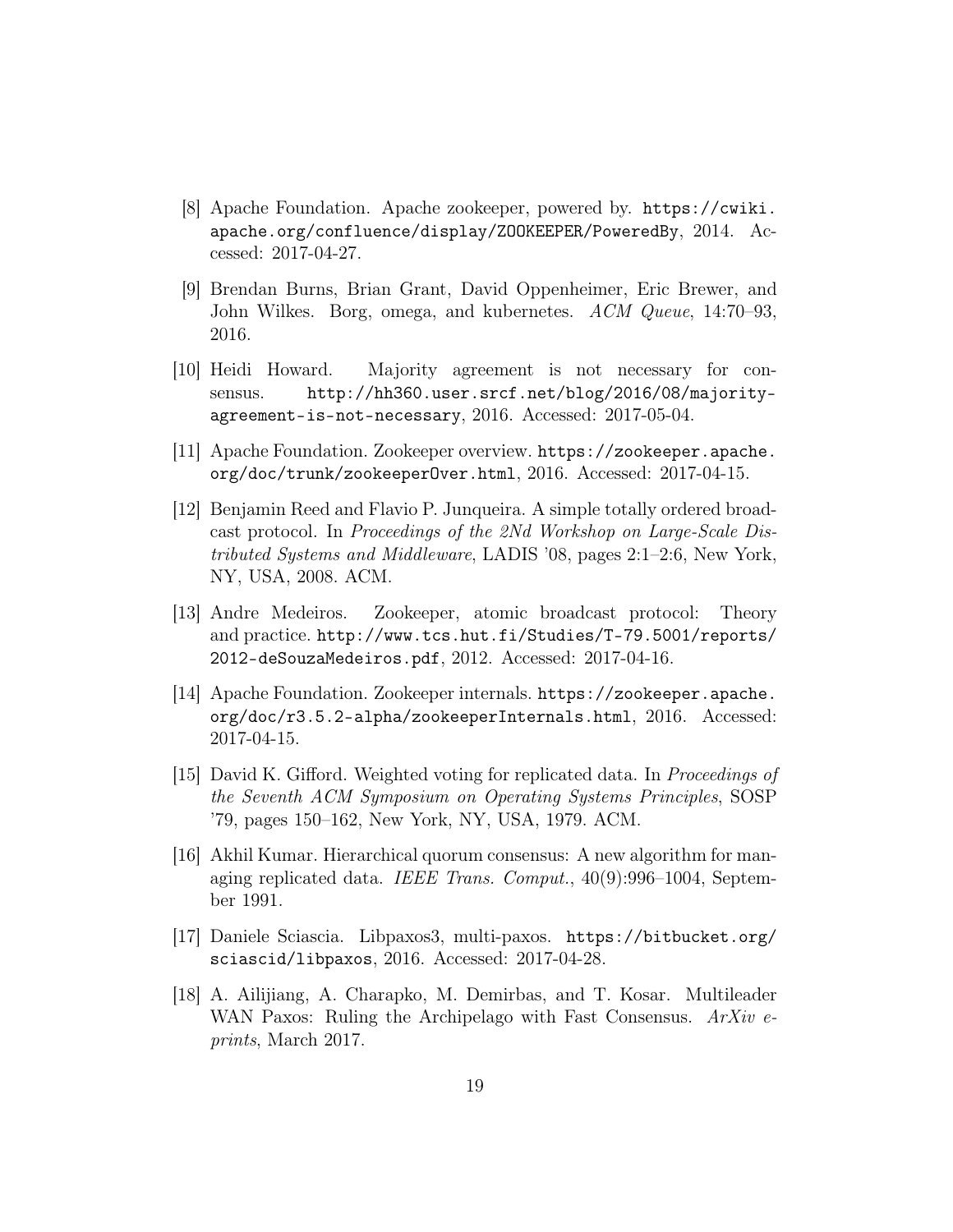[8] Apache Foundation. Apache zookeeper, powered by. https://cwiki.apache.org/confluence/display/ZOOKEEPER/PoweredBy, 2014. Accessed: 2017-04-27.

[9] Brendan Burns, Brian Grant, David Oppenheimer, Eric Brewer, and John Wilkes. Borg, omega, and kubernetes. *ACM Queue*, 14:70–93, 2016.

[10] Heidi Howard. Majority agreement is not necessary for consensus. http://hh360.user.srcf.net/blog/2016/08/majority-agreement-is-not-necessary, 2016. Accessed: 2017-05-04.

[11] Apache Foundation. Zookeeper overview. https://zookeeper.apache.org/doc/trunk/zookeeperOver.html, 2016. Accessed: 2017-04-15.

[12] Benjamin Reed and Flavio P. Junqueira. A simple totally ordered broadcast protocol. In *Proceedings of the 2Nd Workshop on Large-Scale Distributed Systems and Middleware*, LADIS '08, pages 2:1–2:6, New York, NY, USA, 2008. ACM.

[13] Andre Medeiros. Zookeeper, atomic broadcast protocol: Theory and practice. http://www.tcs.hut.fi/Studies/T-79.5001/reports/2012-deSouzaMedeiros.pdf, 2012. Accessed: 2017-04-16.

[14] Apache Foundation. Zookeeper internals. https://zookeeper.apache.org/doc/r3.5.2-alpha/zookeeperInternals.html, 2016. Accessed: 2017-04-15.

[15] David K. Gifford. Weighted voting for replicated data. In *Proceedings of the Seventh ACM Symposium on Operating Systems Principles*, SOSP '79, pages 150–162, New York, NY, USA, 1979. ACM.

[16] Akhil Kumar. Hierarchical quorum consensus: A new algorithm for managing replicated data. *IEEE Trans. Comput.*, 40(9):996–1004, September 1991.

[17] Daniele Sciascia. Libpaxos3, multi-paxos. https://bitbucket.org/sciascid/libpaxos, 2016. Accessed: 2017-04-28.

[18] A. Ailijiang, A. Charapko, M. Demirbas, and T. Kosar. Multileader WAN Paxos: Ruling the Archipelago with Fast Consensus. *ArXiv e-prints*, March 2017.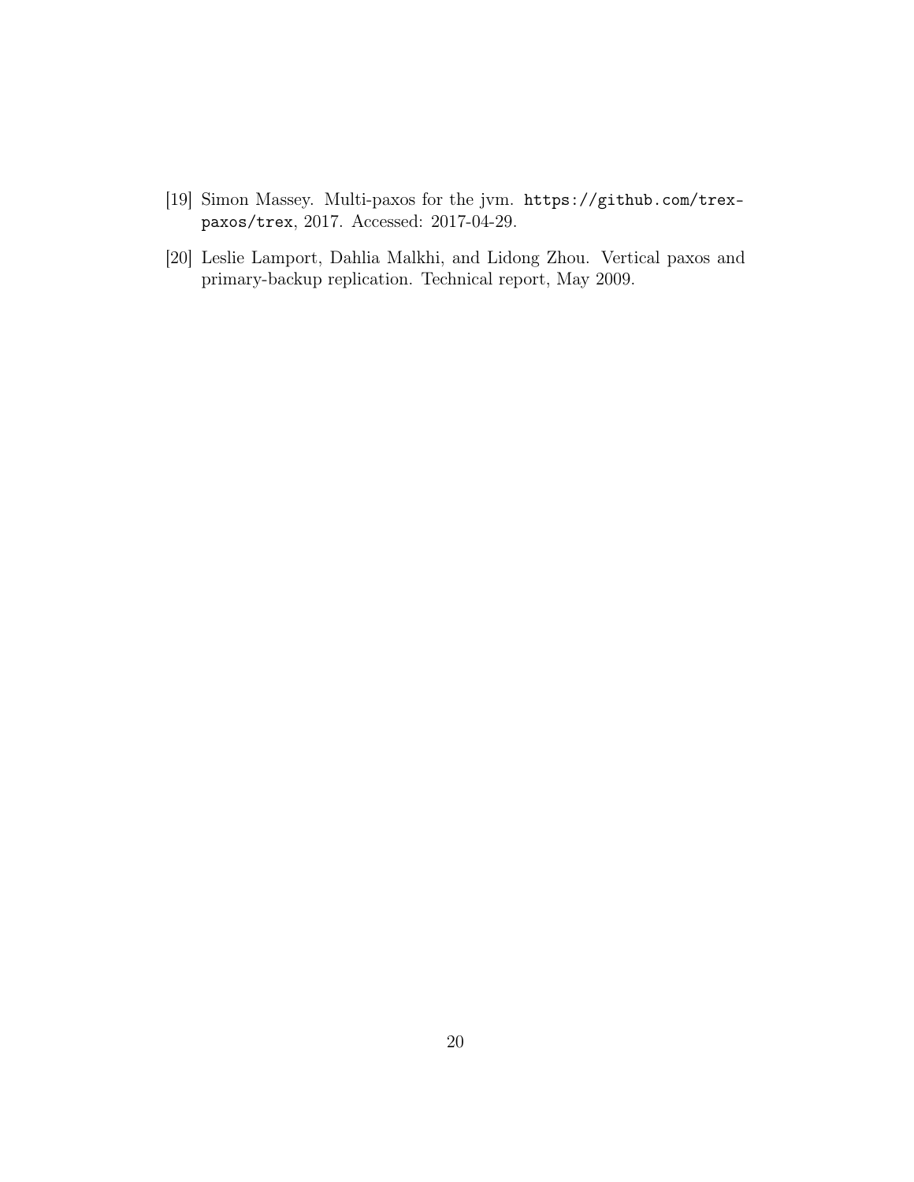[19] Simon Massey. Multi-paxos for the jvm. `https://github.com/trex-paxos/trex`, 2017. Accessed: 2017-04-29.

[20] Leslie Lamport, Dahlia Malkhi, and Lidong Zhou. Vertical paxos and primary-backup replication. Technical report, May 2009.